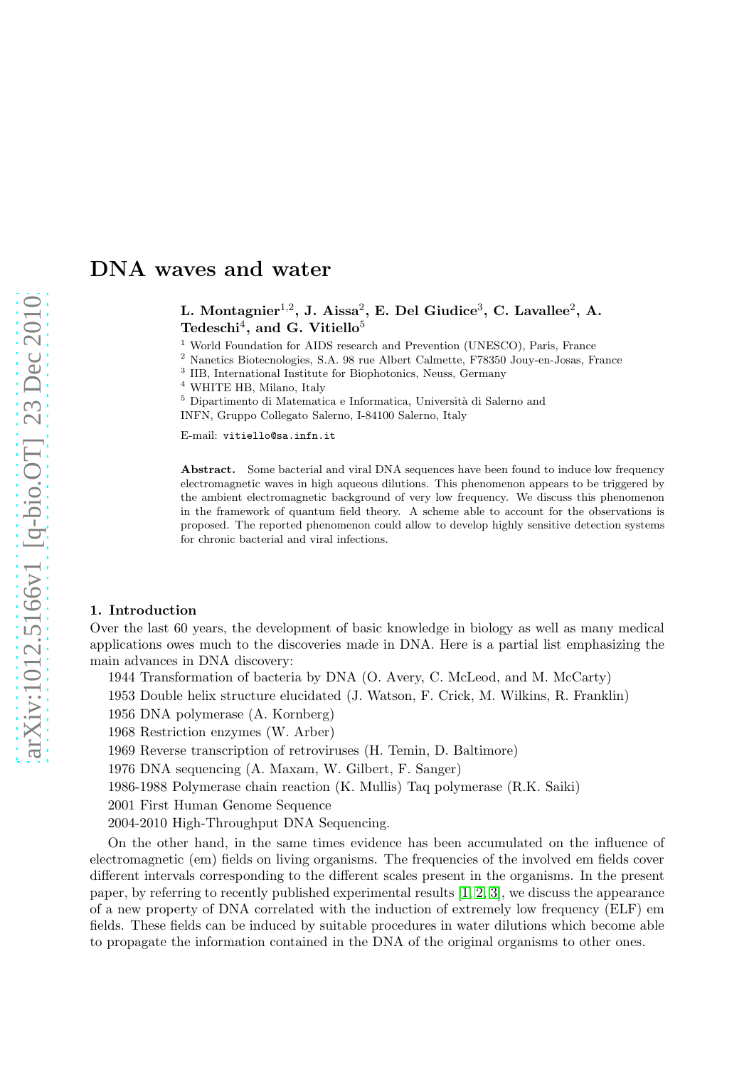# DNA waves and water

**L. Montagnier[1,2], J. Aissa[2], E. Del Giudice[3], C. Lavallee[2], A. Tedeschi[4], and G. Vitiello[5]**

[1] World Foundation for AIDS research and Prevention (UNESCO), Paris, France

[2] Nanetics Biotecnologies, S.A. 98 rue Albert Calmette, F78350 Jouy-en-Josas, France

[3] IIB, International Institute for Biophotonics, Neuss, Germany

[4] WHITE HB, Milano, Italy

[5] Dipartimento di Matematica e Informatica, Università di Salerno and INFN, Gruppo Collegato Salerno, I-84100 Salerno, Italy

E-mail: vitiello@sa.infn.it

**Abstract.** Some bacterial and viral DNA sequences have been found to induce low frequency electromagnetic waves in high aqueous dilutions. This phenomenon appears to be triggered by the ambient electromagnetic background of very low frequency. We discuss this phenomenon in the framework of quantum field theory. A scheme able to account for the observations is proposed. The reported phenomenon could allow to develop highly sensitive detection systems for chronic bacterial and viral infections.

## 1. Introduction

Over the last 60 years, the development of basic knowledge in biology as well as many medical applications owes much to the discoveries made in DNA. Here is a partial list emphasizing the main advances in DNA discovery:

1944 Transformation of bacteria by DNA (O. Avery, C. McLeod, and M. McCarty)

1953 Double helix structure elucidated (J. Watson, F. Crick, M. Wilkins, R. Franklin)

1956 DNA polymerase (A. Kornberg)

1968 Restriction enzymes (W. Arber)

1969 Reverse transcription of retroviruses (H. Temin, D. Baltimore)

1976 DNA sequencing (A. Maxam, W. Gilbert, F. Sanger)

1986-1988 Polymerase chain reaction (K. Mullis) Taq polymerase (R.K. Saiki)

2001 First Human Genome Sequence

2004-2010 High-Throughput DNA Sequencing.

On the other hand, in the same times evidence has been accumulated on the influence of electromagnetic (em) fields on living organisms. The frequencies of the involved em fields cover different intervals corresponding to the different scales present in the organisms. In the present paper, by referring to recently published experimental results [1, 2, 3], we discuss the appearance of a new property of DNA correlated with the induction of extremely low frequency (ELF) em fields. These fields can be induced by suitable procedures in water dilutions which become able to propagate the information contained in the DNA of the original organisms to other ones.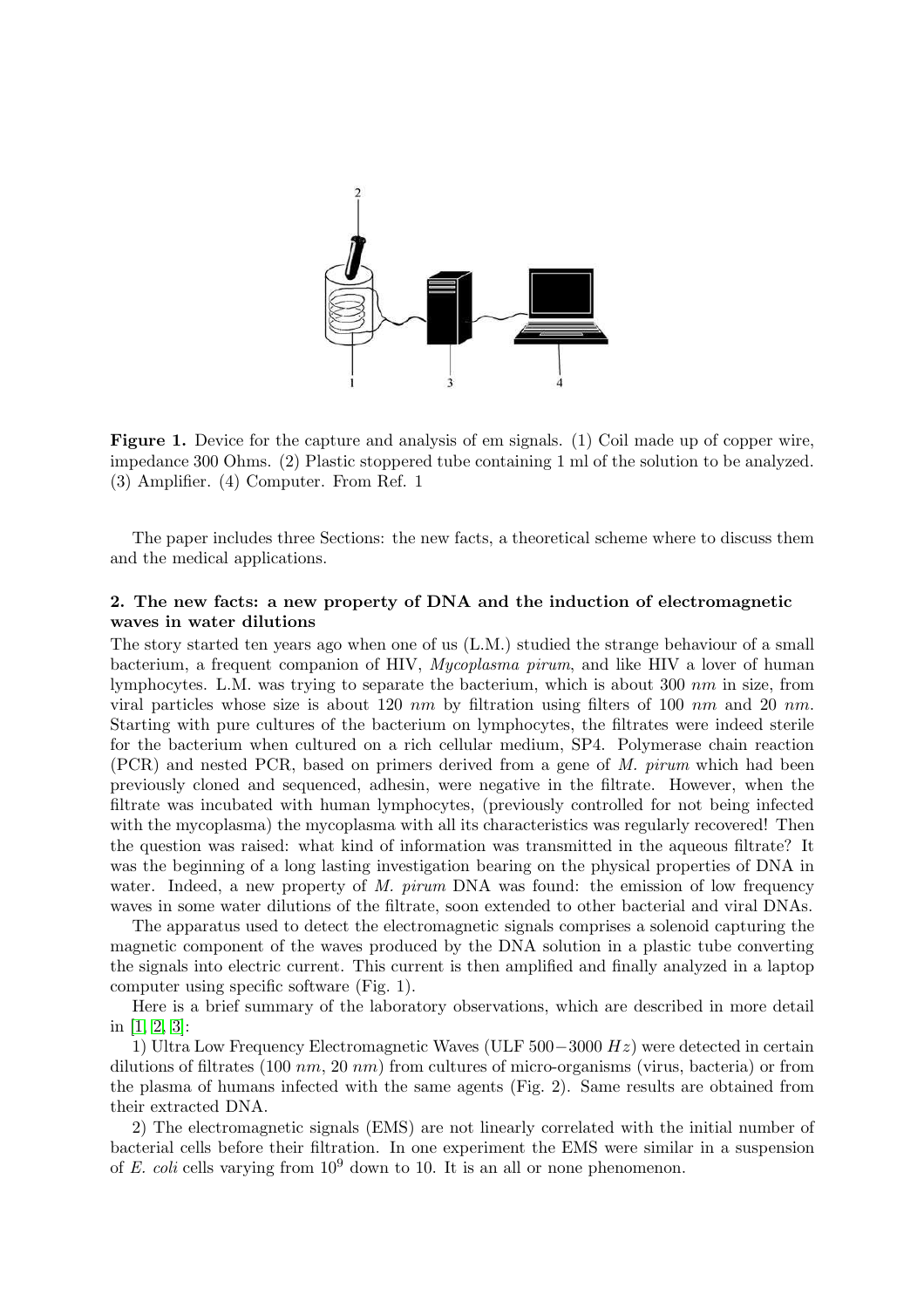**Figure 1.** Device for the capture and analysis of em signals. (1) Coil made up of copper wire, impedance 300 Ohms. (2) Plastic stoppered tube containing 1 ml of the solution to be analyzed. (3) Amplifier. (4) Computer. From Ref. 1

The paper includes three Sections: the new facts, a theoretical scheme where to discuss them and the medical applications.

## 2. The new facts: a new property of DNA and the induction of electromagnetic waves in water dilutions

The story started ten years ago when one of us (L.M.) studied the strange behaviour of a small bacterium, a frequent companion of HIV, *Mycoplasma pirum*, and like HIV a lover of human lymphocytes. L.M. was trying to separate the bacterium, which is about 300 $nm$ in size, from viral particles whose size is about 120 $nm$ by filtration using filters of 100 $nm$ and 20 $nm$. Starting with pure cultures of the bacterium on lymphocytes, the filtrates were indeed sterile for the bacterium when cultured on a rich cellular medium, SP4. Polymerase chain reaction (PCR) and nested PCR, based on primers derived from a gene of *M. pirum* which had been previously cloned and sequenced, adhesin, were negative in the filtrate. However, when the filtrate was incubated with human lymphocytes, (previously controlled for not being infected with the mycoplasma) the mycoplasma with all its characteristics was regularly recovered! Then the question was raised: what kind of information was transmitted in the aqueous filtrate? It was the beginning of a long lasting investigation bearing on the physical properties of DNA in water. Indeed, a new property of *M. pirum* DNA was found: the emission of low frequency waves in some water dilutions of the filtrate, soon extended to other bacterial and viral DNAs.

The apparatus used to detect the electromagnetic signals comprises a solenoid capturing the magnetic component of the waves produced by the DNA solution in a plastic tube converting the signals into electric current. This current is then amplified and finally analyzed in a laptop computer using specific software (Fig. 1).

Here is a brief summary of the laboratory observations, which are described in more detail in [1, 2, 3]:

1) Ultra Low Frequency Electromagnetic Waves (ULF 500 − 3000 $Hz$) were detected in certain dilutions of filtrates (100 $nm$, 20 $nm$) from cultures of micro-organisms (virus, bacteria) or from the plasma of humans infected with the same agents (Fig. 2). Same results are obtained from their extracted DNA.

2) The electromagnetic signals (EMS) are not linearly correlated with the initial number of bacterial cells before their filtration. In one experiment the EMS were similar in a suspension of *E. coli* cells varying from $10^9$ down to 10. It is an all or none phenomenon.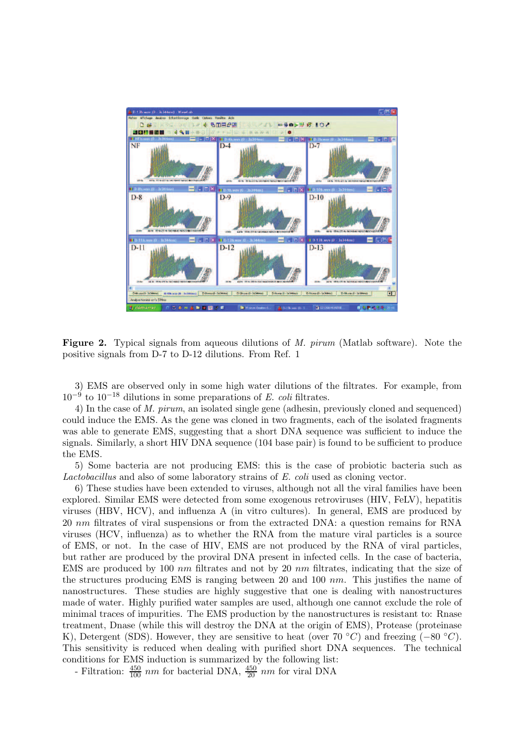**Figure 2.** Typical signals from aqueous dilutions of *M. pirum* (Matlab software). Note the positive signals from D-7 to D-12 dilutions. From Ref. 1

3) EMS are observed only in some high water dilutions of the filtrates. For example, from $10^{-9}$ to $10^{-18}$ dilutions in some preparations of *E. coli* filtrates.

4) In the case of *M. pirum*, an isolated single gene (adhesin, previously cloned and sequenced) could induce the EMS. As the gene was cloned in two fragments, each of the isolated fragments was able to generate EMS, suggesting that a short DNA sequence was sufficient to induce the signals. Similarly, a short HIV DNA sequence (104 base pair) is found to be sufficient to produce the EMS.

5) Some bacteria are not producing EMS: this is the case of probiotic bacteria such as *Lactobacillus* and also of some laboratory strains of *E. coli* used as cloning vector.

6) These studies have been extended to viruses, although not all the viral families have been explored. Similar EMS were detected from some exogenous retroviruses (HIV, FeLV), hepatitis viruses (HBV, HCV), and influenza A (in vitro cultures). In general, EMS are produced by 20 $nm$ filtrates of viral suspensions or from the extracted DNA: a question remains for RNA viruses (HCV, influenza) as to whether the RNA from the mature viral particles is a source of EMS, or not. In the case of HIV, EMS are not produced by the RNA of viral particles, but rather are produced by the proviral DNA present in infected cells. In the case of bacteria, EMS are produced by 100 $nm$ filtrates and not by 20 $nm$ filtrates, indicating that the size of the structures producing EMS is ranging between 20 and 100 $nm$. This justifies the name of nanostructures. These studies are highly suggestive that one is dealing with nanostructures made of water. Highly purified water samples are used, although one cannot exclude the role of minimal traces of impurities. The EMS production by the nanostructures is resistant to: Rnase treatment, Dnase (while this will destroy the DNA at the origin of EMS), Protease (proteinase K), Detergent (SDS). However, they are sensitive to heat (over 70 $°C$) and freezing ($-80$ $°C$). This sensitivity is reduced when dealing with purified short DNA sequences. The technical conditions for EMS induction is summarized by the following list:

- Filtration: $\frac{450}{100}$ $nm$ for bacterial DNA, $\frac{450}{20}$ $nm$ for viral DNA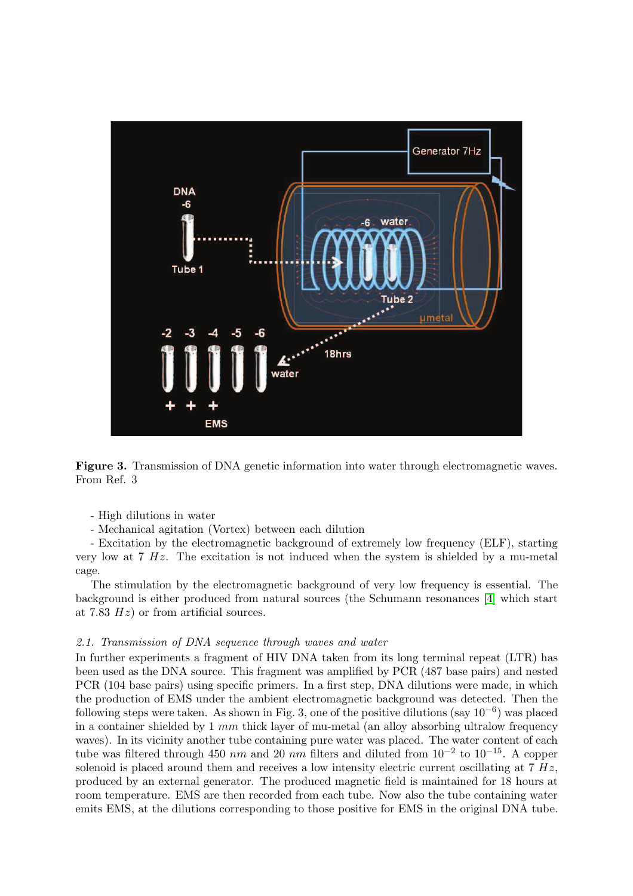**Figure 3.** Transmission of DNA genetic information into water through electromagnetic waves. From Ref. 3

- High dilutions in water
- Mechanical agitation (Vortex) between each dilution
- Excitation by the electromagnetic background of extremely low frequency (ELF), starting very low at 7 $Hz$. The excitation is not induced when the system is shielded by a mu-metal cage.

The stimulation by the electromagnetic background of very low frequency is essential. The background is either produced from natural sources (the Schumann resonances [4] which start at 7.83 $Hz$) or from artificial sources.

### *2.1. Transmission of DNA sequence through waves and water*

In further experiments a fragment of HIV DNA taken from its long terminal repeat (LTR) has been used as the DNA source. This fragment was amplified by PCR (487 base pairs) and nested PCR (104 base pairs) using specific primers. In a first step, DNA dilutions were made, in which the production of EMS under the ambient electromagnetic background was detected. Then the following steps were taken. As shown in Fig. 3, one of the positive dilutions (say $10^{-6}$) was placed in a container shielded by 1 $mm$ thick layer of mu-metal (an alloy absorbing ultralow frequency waves). In its vicinity another tube containing pure water was placed. The water content of each tube was filtered through 450 $nm$ and 20 $nm$ filters and diluted from $10^{-2}$ to $10^{-15}$. A copper solenoid is placed around them and receives a low intensity electric current oscillating at 7 $Hz$, produced by an external generator. The produced magnetic field is maintained for 18 hours at room temperature. EMS are then recorded from each tube. Now also the tube containing water emits EMS, at the dilutions corresponding to those positive for EMS in the original DNA tube.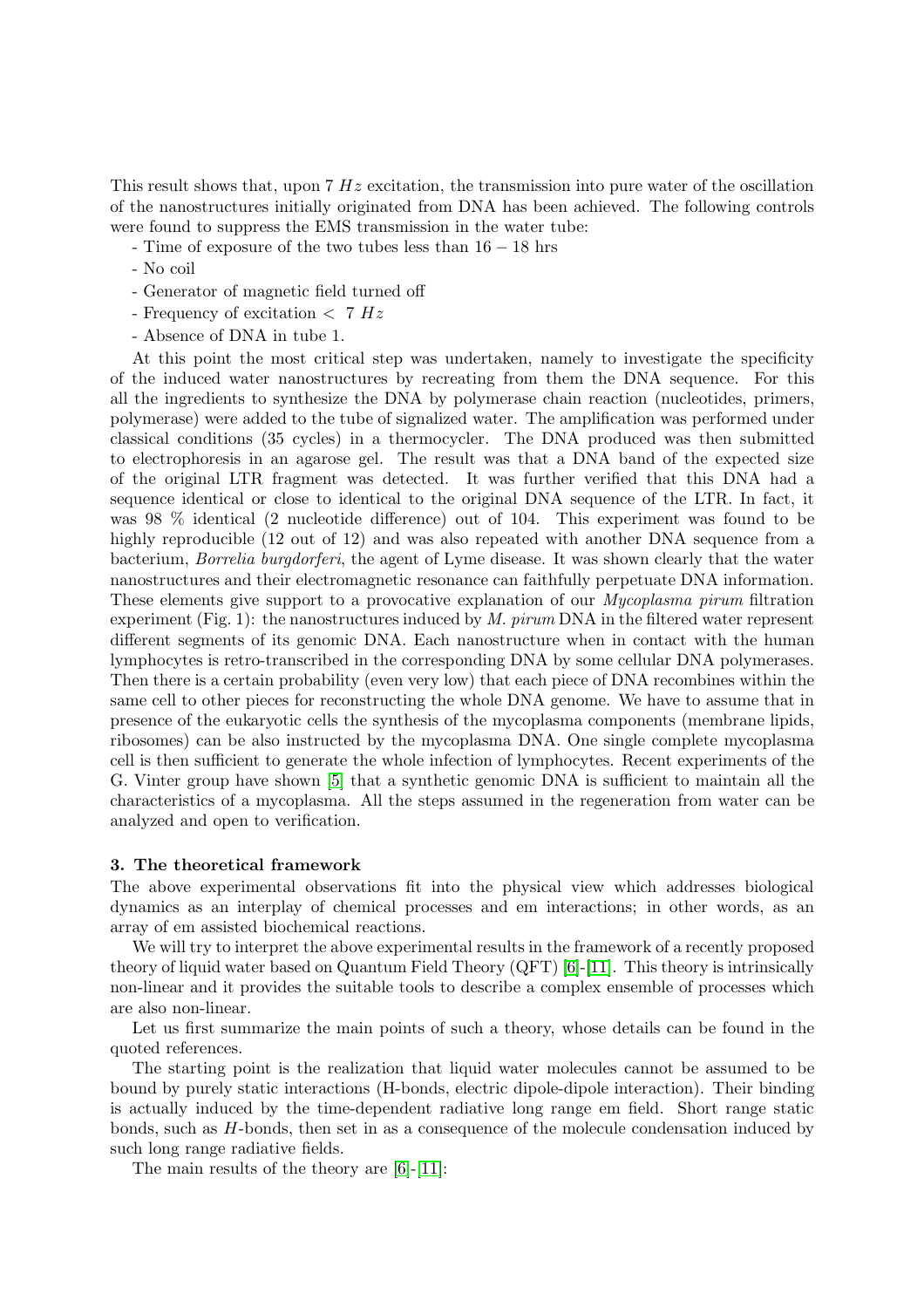This result shows that, upon 7 $Hz$ excitation, the transmission into pure water of the oscillation of the nanostructures initially originated from DNA has been achieved. The following controls were found to suppress the EMS transmission in the water tube:

- Time of exposure of the two tubes less than $16 - 18$ hrs
- No coil
- Generator of magnetic field turned off
- Frequency of excitation $< 7\ Hz$
- Absence of DNA in tube 1.

At this point the most critical step was undertaken, namely to investigate the specificity of the induced water nanostructures by recreating from them the DNA sequence. For this all the ingredients to synthesize the DNA by polymerase chain reaction (nucleotides, primers, polymerase) were added to the tube of signalized water. The amplification was performed under classical conditions (35 cycles) in a thermocycler. The DNA produced was then submitted to electrophoresis in an agarose gel. The result was that a DNA band of the expected size of the original LTR fragment was detected. It was further verified that this DNA had a sequence identical or close to identical to the original DNA sequence of the LTR. In fact, it was 98 % identical (2 nucleotide difference) out of 104. This experiment was found to be highly reproducible (12 out of 12) and was also repeated with another DNA sequence from a bacterium, *Borrelia burgdorferi*, the agent of Lyme disease. It was shown clearly that the water nanostructures and their electromagnetic resonance can faithfully perpetuate DNA information. These elements give support to a provocative explanation of our *Mycoplasma pirum* filtration experiment (Fig. 1): the nanostructures induced by *M. pirum* DNA in the filtered water represent different segments of its genomic DNA. Each nanostructure when in contact with the human lymphocytes is retro-transcribed in the corresponding DNA by some cellular DNA polymerases. Then there is a certain probability (even very low) that each piece of DNA recombines within the same cell to other pieces for reconstructing the whole DNA genome. We have to assume that in presence of the eukaryotic cells the synthesis of the mycoplasma components (membrane lipids, ribosomes) can be also instructed by the mycoplasma DNA. One single complete mycoplasma cell is then sufficient to generate the whole infection of lymphocytes. Recent experiments of the G. Vinter group have shown [5] that a synthetic genomic DNA is sufficient to maintain all the characteristics of a mycoplasma. All the steps assumed in the regeneration from water can be analyzed and open to verification.

### 3. The theoretical framework

The above experimental observations fit into the physical view which addresses biological dynamics as an interplay of chemical processes and em interactions; in other words, as an array of em assisted biochemical reactions.

We will try to interpret the above experimental results in the framework of a recently proposed theory of liquid water based on Quantum Field Theory (QFT) [6]-[11]. This theory is intrinsically non-linear and it provides the suitable tools to describe a complex ensemble of processes which are also non-linear.

Let us first summarize the main points of such a theory, whose details can be found in the quoted references.

The starting point is the realization that liquid water molecules cannot be assumed to be bound by purely static interactions (H-bonds, electric dipole-dipole interaction). Their binding is actually induced by the time-dependent radiative long range em field. Short range static bonds, such as $H$-bonds, then set in as a consequence of the molecule condensation induced by such long range radiative fields.

The main results of the theory are [6]-[11]: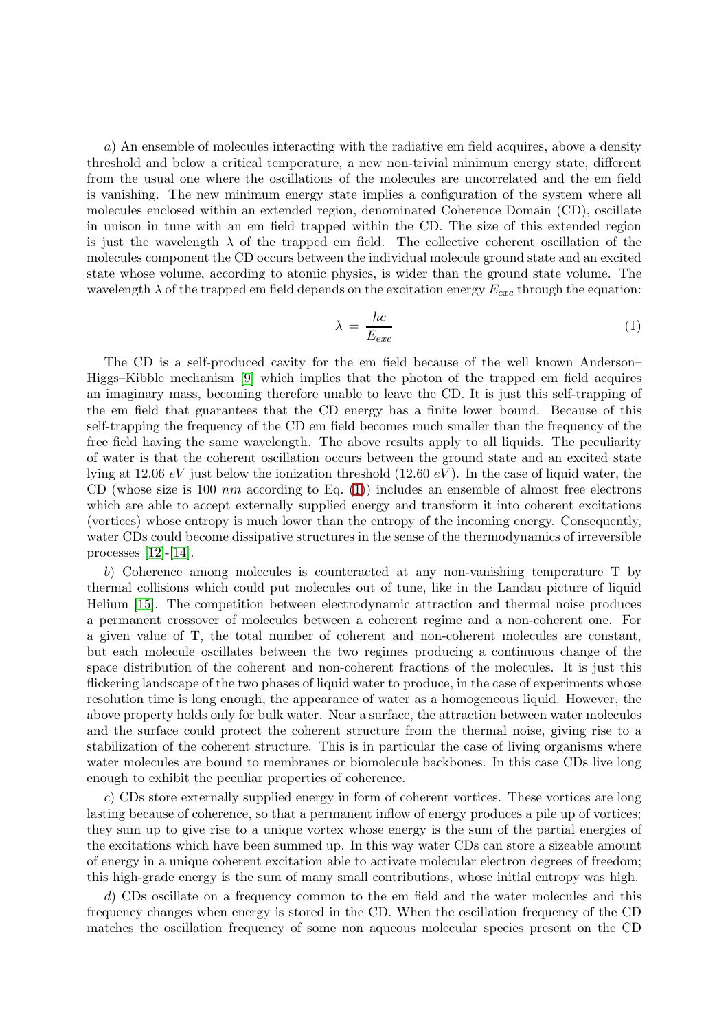*a*) An ensemble of molecules interacting with the radiative em field acquires, above a density threshold and below a critical temperature, a new non-trivial minimum energy state, different from the usual one where the oscillations of the molecules are uncorrelated and the em field is vanishing. The new minimum energy state implies a configuration of the system where all molecules enclosed within an extended region, denominated Coherence Domain (CD), oscillate in unison in tune with an em field trapped within the CD. The size of this extended region is just the wavelength $\lambda$ of the trapped em field. The collective coherent oscillation of the molecules component the CD occurs between the individual molecule ground state and an excited state whose volume, according to atomic physics, is wider than the ground state volume. The wavelength $\lambda$ of the trapped em field depends on the excitation energy $E_{exc}$ through the equation:

$$\lambda = \frac{hc}{E_{exc}} \tag{1}$$

The CD is a self-produced cavity for the em field because of the well known Anderson–Higgs–Kibble mechanism [9] which implies that the photon of the trapped em field acquires an imaginary mass, becoming therefore unable to leave the CD. It is just this self-trapping of the em field that guarantees that the CD energy has a finite lower bound. Because of this self-trapping the frequency of the CD em field becomes much smaller than the frequency of the free field having the same wavelength. The above results apply to all liquids. The peculiarity of water is that the coherent oscillation occurs between the ground state and an excited state lying at 12.06 $eV$ just below the ionization threshold (12.60 $eV$). In the case of liquid water, the CD (whose size is 100 $nm$ according to Eq. (1)) includes an ensemble of almost free electrons which are able to accept externally supplied energy and transform it into coherent excitations (vortices) whose entropy is much lower than the entropy of the incoming energy. Consequently, water CDs could become dissipative structures in the sense of the thermodynamics of irreversible processes [12]-[14].

*b*) Coherence among molecules is counteracted at any non-vanishing temperature T by thermal collisions which could put molecules out of tune, like in the Landau picture of liquid Helium [15]. The competition between electrodynamic attraction and thermal noise produces a permanent crossover of molecules between a coherent regime and a non-coherent one. For a given value of T, the total number of coherent and non-coherent molecules are constant, but each molecule oscillates between the two regimes producing a continuous change of the space distribution of the coherent and non-coherent fractions of the molecules. It is just this flickering landscape of the two phases of liquid water to produce, in the case of experiments whose resolution time is long enough, the appearance of water as a homogeneous liquid. However, the above property holds only for bulk water. Near a surface, the attraction between water molecules and the surface could protect the coherent structure from the thermal noise, giving rise to a stabilization of the coherent structure. This is in particular the case of living organisms where water molecules are bound to membranes or biomolecule backbones. In this case CDs live long enough to exhibit the peculiar properties of coherence.

*c*) CDs store externally supplied energy in form of coherent vortices. These vortices are long lasting because of coherence, so that a permanent inflow of energy produces a pile up of vortices; they sum up to give rise to a unique vortex whose energy is the sum of the partial energies of the excitations which have been summed up. In this way water CDs can store a sizeable amount of energy in a unique coherent excitation able to activate molecular electron degrees of freedom; this high-grade energy is the sum of many small contributions, whose initial entropy was high.

*d*) CDs oscillate on a frequency common to the em field and the water molecules and this frequency changes when energy is stored in the CD. When the oscillation frequency of the CD matches the oscillation frequency of some non aqueous molecular species present on the CD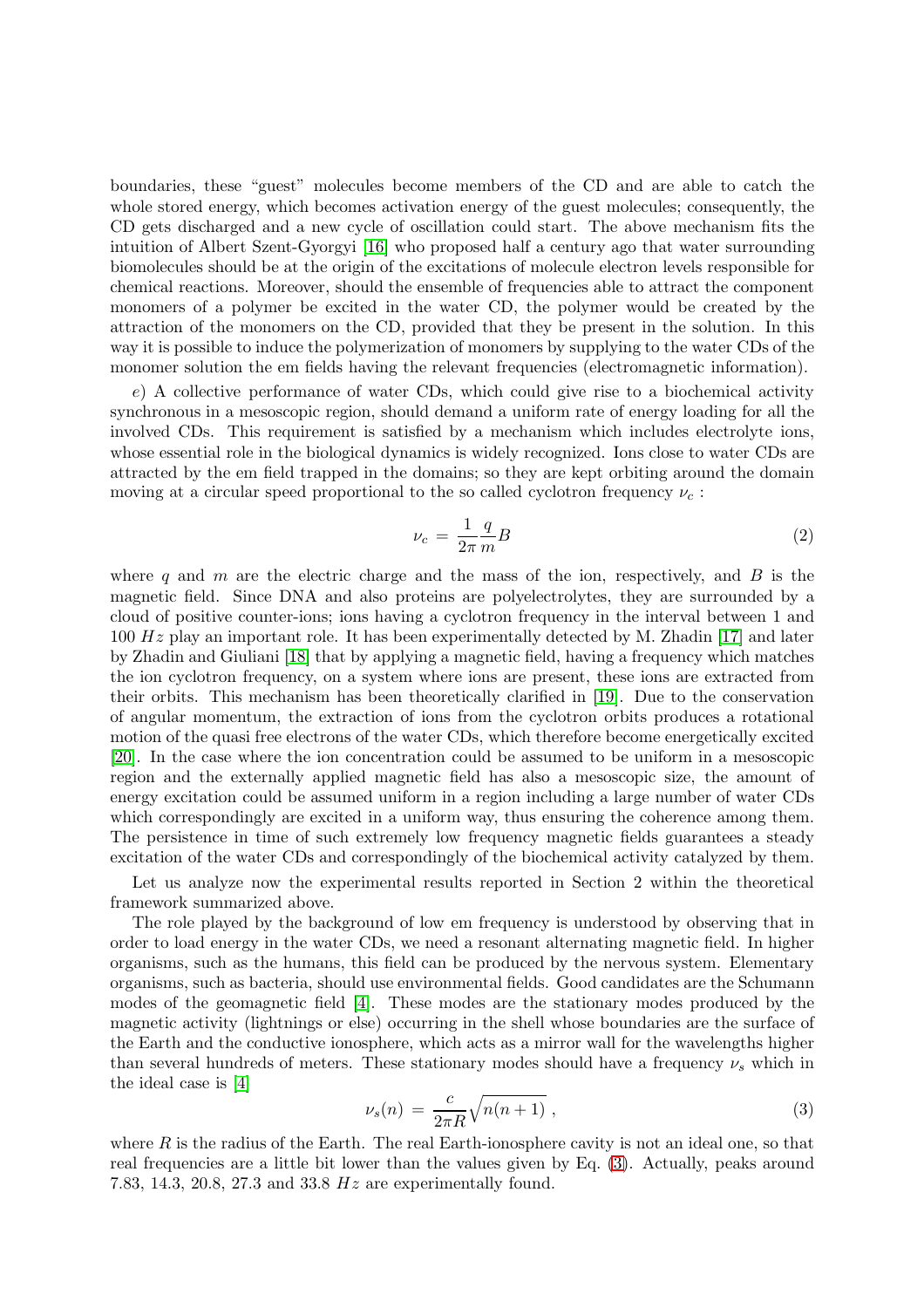boundaries, these "guest" molecules become members of the CD and are able to catch the whole stored energy, which becomes activation energy of the guest molecules; consequently, the CD gets discharged and a new cycle of oscillation could start. The above mechanism fits the intuition of Albert Szent-Gyorgyi [16] who proposed half a century ago that water surrounding biomolecules should be at the origin of the excitations of molecule electron levels responsible for chemical reactions. Moreover, should the ensemble of frequencies able to attract the component monomers of a polymer be excited in the water CD, the polymer would be created by the attraction of the monomers on the CD, provided that they be present in the solution. In this way it is possible to induce the polymerization of monomers by supplying to the water CDs of the monomer solution the em fields having the relevant frequencies (electromagnetic information).

*e*) A collective performance of water CDs, which could give rise to a biochemical activity synchronous in a mesoscopic region, should demand a uniform rate of energy loading for all the involved CDs. This requirement is satisfied by a mechanism which includes electrolyte ions, whose essential role in the biological dynamics is widely recognized. Ions close to water CDs are attracted by the em field trapped in the domains; so they are kept orbiting around the domain moving at a circular speed proportional to the so called cyclotron frequency $\nu_c$ :

$$\nu_c = \frac{1}{2\pi} \frac{q}{m} B \tag{2}$$

where $q$ and $m$ are the electric charge and the mass of the ion, respectively, and $B$ is the magnetic field. Since DNA and also proteins are polyelectrolytes, they are surrounded by a cloud of positive counter-ions; ions having a cyclotron frequency in the interval between 1 and 100 $Hz$ play an important role. It has been experimentally detected by M. Zhadin [17] and later by Zhadin and Giuliani [18] that by applying a magnetic field, having a frequency which matches the ion cyclotron frequency, on a system where ions are present, these ions are extracted from their orbits. This mechanism has been theoretically clarified in [19]. Due to the conservation of angular momentum, the extraction of ions from the cyclotron orbits produces a rotational motion of the quasi free electrons of the water CDs, which therefore become energetically excited [20]. In the case where the ion concentration could be assumed to be uniform in a mesoscopic region and the externally applied magnetic field has also a mesoscopic size, the amount of energy excitation could be assumed uniform in a region including a large number of water CDs which correspondingly are excited in a uniform way, thus ensuring the coherence among them. The persistence in time of such extremely low frequency magnetic fields guarantees a steady excitation of the water CDs and correspondingly of the biochemical activity catalyzed by them.

Let us analyze now the experimental results reported in Section 2 within the theoretical framework summarized above.

The role played by the background of low em frequency is understood by observing that in order to load energy in the water CDs, we need a resonant alternating magnetic field. In higher organisms, such as the humans, this field can be produced by the nervous system. Elementary organisms, such as bacteria, should use environmental fields. Good candidates are the Schumann modes of the geomagnetic field [4]. These modes are the stationary modes produced by the magnetic activity (lightnings or else) occurring in the shell whose boundaries are the surface of the Earth and the conductive ionosphere, which acts as a mirror wall for the wavelengths higher than several hundreds of meters. These stationary modes should have a frequency $\nu_s$ which in the ideal case is [4]

$$\nu_s(n) = \frac{c}{2\pi R} \sqrt{n(n+1)} \, , \tag{3}$$

where $R$ is the radius of the Earth. The real Earth-ionosphere cavity is not an ideal one, so that real frequencies are a little bit lower than the values given by Eq. (3). Actually, peaks around 7.83, 14.3, 20.8, 27.3 and 33.8 $Hz$ are experimentally found.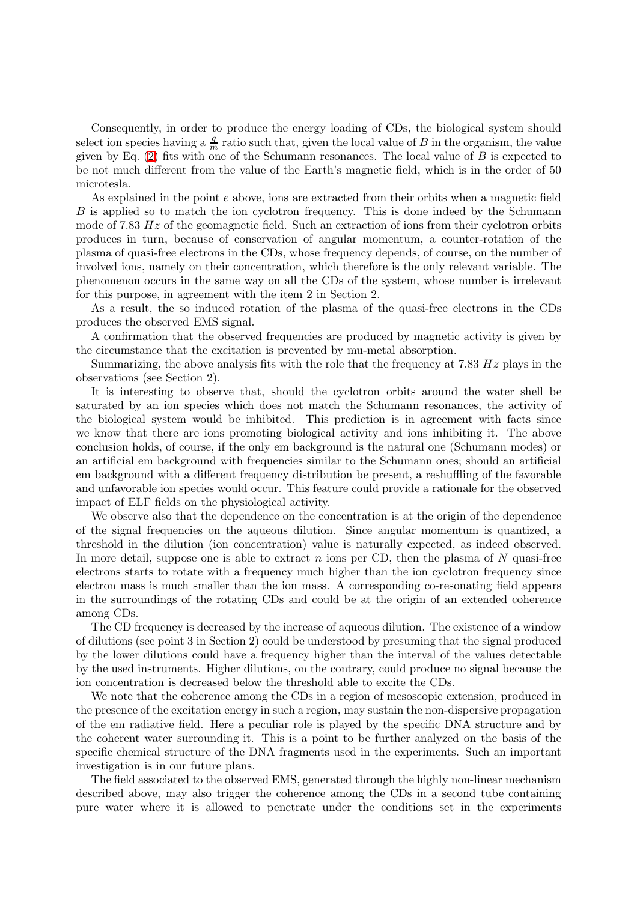Consequently, in order to produce the energy loading of CDs, the biological system should select ion species having a $\frac{q}{m}$ ratio such that, given the local value of $B$ in the organism, the value given by Eq. (2) fits with one of the Schumann resonances. The local value of $B$ is expected to be not much different from the value of the Earth's magnetic field, which is in the order of 50 microtesla.

As explained in the point $e$ above, ions are extracted from their orbits when a magnetic field $B$ is applied so to match the ion cyclotron frequency. This is done indeed by the Schumann mode of 7.83 $Hz$ of the geomagnetic field. Such an extraction of ions from their cyclotron orbits produces in turn, because of conservation of angular momentum, a counter-rotation of the plasma of quasi-free electrons in the CDs, whose frequency depends, of course, on the number of involved ions, namely on their concentration, which therefore is the only relevant variable. The phenomenon occurs in the same way on all the CDs of the system, whose number is irrelevant for this purpose, in agreement with the item 2 in Section 2.

As a result, the so induced rotation of the plasma of the quasi-free electrons in the CDs produces the observed EMS signal.

A confirmation that the observed frequencies are produced by magnetic activity is given by the circumstance that the excitation is prevented by mu-metal absorption.

Summarizing, the above analysis fits with the role that the frequency at 7.83 $Hz$ plays in the observations (see Section 2).

It is interesting to observe that, should the cyclotron orbits around the water shell be saturated by an ion species which does not match the Schumann resonances, the activity of the biological system would be inhibited. This prediction is in agreement with facts since we know that there are ions promoting biological activity and ions inhibiting it. The above conclusion holds, of course, if the only em background is the natural one (Schumann modes) or an artificial em background with frequencies similar to the Schumann ones; should an artificial em background with a different frequency distribution be present, a reshuffling of the favorable and unfavorable ion species would occur. This feature could provide a rationale for the observed impact of ELF fields on the physiological activity.

We observe also that the dependence on the concentration is at the origin of the dependence of the signal frequencies on the aqueous dilution. Since angular momentum is quantized, a threshold in the dilution (ion concentration) value is naturally expected, as indeed observed. In more detail, suppose one is able to extract $n$ ions per CD, then the plasma of $N$ quasi-free electrons starts to rotate with a frequency much higher than the ion cyclotron frequency since electron mass is much smaller than the ion mass. A corresponding co-resonating field appears in the surroundings of the rotating CDs and could be at the origin of an extended coherence among CDs.

The CD frequency is decreased by the increase of aqueous dilution. The existence of a window of dilutions (see point 3 in Section 2) could be understood by presuming that the signal produced by the lower dilutions could have a frequency higher than the interval of the values detectable by the used instruments. Higher dilutions, on the contrary, could produce no signal because the ion concentration is decreased below the threshold able to excite the CDs.

We note that the coherence among the CDs in a region of mesoscopic extension, produced in the presence of the excitation energy in such a region, may sustain the non-dispersive propagation of the em radiative field. Here a peculiar role is played by the specific DNA structure and by the coherent water surrounding it. This is a point to be further analyzed on the basis of the specific chemical structure of the DNA fragments used in the experiments. Such an important investigation is in our future plans.

The field associated to the observed EMS, generated through the highly non-linear mechanism described above, may also trigger the coherence among the CDs in a second tube containing pure water where it is allowed to penetrate under the conditions set in the experiments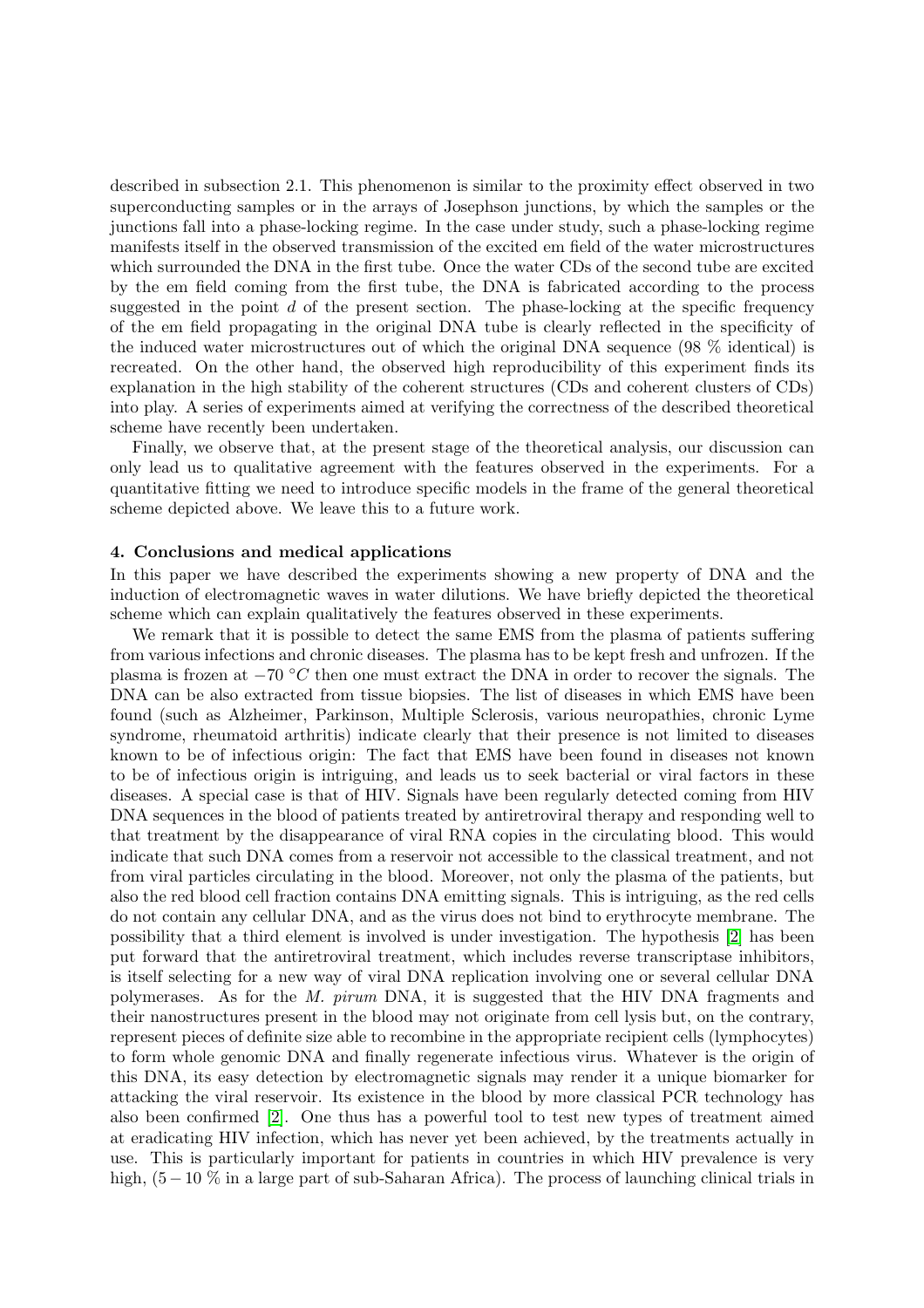described in subsection 2.1. This phenomenon is similar to the proximity effect observed in two superconducting samples or in the arrays of Josephson junctions, by which the samples or the junctions fall into a phase-locking regime. In the case under study, such a phase-locking regime manifests itself in the observed transmission of the excited em field of the water microstructures which surrounded the DNA in the first tube. Once the water CDs of the second tube are excited by the em field coming from the first tube, the DNA is fabricated according to the process suggested in the point $d$ of the present section. The phase-locking at the specific frequency of the em field propagating in the original DNA tube is clearly reflected in the specificity of the induced water microstructures out of which the original DNA sequence (98 % identical) is recreated. On the other hand, the observed high reproducibility of this experiment finds its explanation in the high stability of the coherent structures (CDs and coherent clusters of CDs) into play. A series of experiments aimed at verifying the correctness of the described theoretical scheme have recently been undertaken.

Finally, we observe that, at the present stage of the theoretical analysis, our discussion can only lead us to qualitative agreement with the features observed in the experiments. For a quantitative fitting we need to introduce specific models in the frame of the general theoretical scheme depicted above. We leave this to a future work.

## 4. Conclusions and medical applications

In this paper we have described the experiments showing a new property of DNA and the induction of electromagnetic waves in water dilutions. We have briefly depicted the theoretical scheme which can explain qualitatively the features observed in these experiments.

We remark that it is possible to detect the same EMS from the plasma of patients suffering from various infections and chronic diseases. The plasma has to be kept fresh and unfrozen. If the plasma is frozen at $-70\ ^{\circ}C$ then one must extract the DNA in order to recover the signals. The DNA can be also extracted from tissue biopsies. The list of diseases in which EMS have been found (such as Alzheimer, Parkinson, Multiple Sclerosis, various neuropathies, chronic Lyme syndrome, rheumatoid arthritis) indicate clearly that their presence is not limited to diseases known to be of infectious origin: The fact that EMS have been found in diseases not known to be of infectious origin is intriguing, and leads us to seek bacterial or viral factors in these diseases. A special case is that of HIV. Signals have been regularly detected coming from HIV DNA sequences in the blood of patients treated by antiretroviral therapy and responding well to that treatment by the disappearance of viral RNA copies in the circulating blood. This would indicate that such DNA comes from a reservoir not accessible to the classical treatment, and not from viral particles circulating in the blood. Moreover, not only the plasma of the patients, but also the red blood cell fraction contains DNA emitting signals. This is intriguing, as the red cells do not contain any cellular DNA, and as the virus does not bind to erythrocyte membrane. The possibility that a third element is involved is under investigation. The hypothesis [2] has been put forward that the antiretroviral treatment, which includes reverse transcriptase inhibitors, is itself selecting for a new way of viral DNA replication involving one or several cellular DNA polymerases. As for the *M. pirum* DNA, it is suggested that the HIV DNA fragments and their nanostructures present in the blood may not originate from cell lysis but, on the contrary, represent pieces of definite size able to recombine in the appropriate recipient cells (lymphocytes) to form whole genomic DNA and finally regenerate infectious virus. Whatever is the origin of this DNA, its easy detection by electromagnetic signals may render it a unique biomarker for attacking the viral reservoir. Its existence in the blood by more classical PCR technology has also been confirmed [2]. One thus has a powerful tool to test new types of treatment aimed at eradicating HIV infection, which has never yet been achieved, by the treatments actually in use. This is particularly important for patients in countries in which HIV prevalence is very high, ($5-10$ % in a large part of sub-Saharan Africa). The process of launching clinical trials in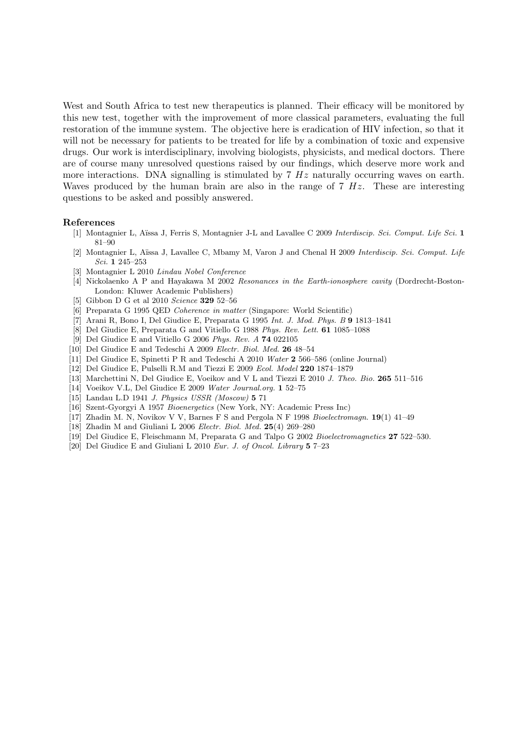West and South Africa to test new therapeutics is planned. Their efficacy will be monitored by this new test, together with the improvement of more classical parameters, evaluating the full restoration of the immune system. The objective here is eradication of HIV infection, so that it will not be necessary for patients to be treated for life by a combination of toxic and expensive drugs. Our work is interdisciplinary, involving biologists, physicists, and medical doctors. There are of course many unresolved questions raised by our findings, which deserve more work and more interactions. DNA signalling is stimulated by 7 $Hz$ naturally occurring waves on earth. Waves produced by the human brain are also in the range of 7 $Hz$. These are interesting questions to be asked and possibly answered.

## References

[1] Montagnier L, Aïssa J, Ferris S, Montagnier J-L and Lavallee C 2009 *Interdiscip. Sci. Comput. Life Sci.* **1** 81–90

[2] Montagnier L, Aïssa J, Lavallee C, Mbamy M, Varon J and Chenal H 2009 *Interdiscip. Sci. Comput. Life Sci.* **1** 245–253

[3] Montagnier L 2010 *Lindau Nobel Conference*

[4] Nickolaenko A P and Hayakawa M 2002 *Resonances in the Earth-ionosphere cavity* (Dordrecht-Boston-London: Kluwer Academic Publishers)

[5] Gibbon D G et al 2010 *Science* **329** 52–56

[6] Preparata G 1995 QED *Coherence in matter* (Singapore: World Scientific)

[7] Arani R, Bono I, Del Giudice E, Preparata G 1995 *Int. J. Mod. Phys. B* **9** 1813–1841

[8] Del Giudice E, Preparata G and Vitiello G 1988 *Phys. Rev. Lett.* **61** 1085–1088

[9] Del Giudice E and Vitiello G 2006 *Phys. Rev. A* **74** 022105

[10] Del Giudice E and Tedeschi A 2009 *Electr. Biol. Med.* **26** 48–54

[11] Del Giudice E, Spinetti P R and Tedeschi A 2010 *Water* **2** 566–586 (online Journal)

[12] Del Giudice E, Pulselli R.M and Tiezzi E 2009 *Ecol. Model* **220** 1874–1879

[13] Marchettini N, Del Giudice E, Voeikov and V L and Tiezzi E 2010 *J. Theo. Bio.* **265** 511–516

[14] Voeikov V.L, Del Giudice E 2009 *Water Journal.org.* **1** 52–75

[15] Landau L.D 1941 *J. Physics USSR (Moscow)* **5** 71

[16] Szent-Gyorgyi A 1957 *Bioenergetics* (New York, NY: Academic Press Inc)

[17] Zhadin M. N, Novikov V V, Barnes F S and Pergola N F 1998 *Bioelectromagn.* **19**(1) 41–49

[18] Zhadin M and Giuliani L 2006 *Electr. Biol. Med.* **25**(4) 269–280

[19] Del Giudice E, Fleischmann M, Preparata G and Talpo G 2002 *Bioelectromagnetics* **27** 522–530.

[20] Del Giudice E and Giuliani L 2010 *Eur. J. of Oncol. Library* **5** 7–23